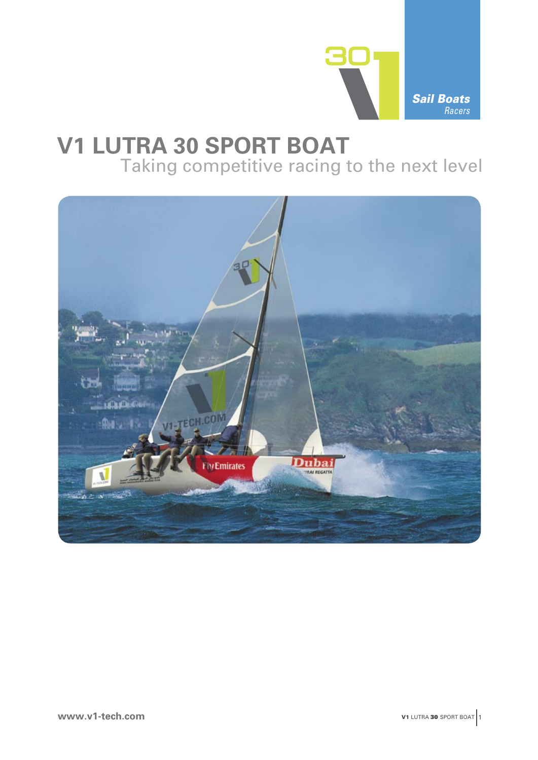Sail Boats
*Racers*

# V1 LUTRA 30 SPORT BOAT

Taking competitive racing to the next level

**www.v1-tech.com**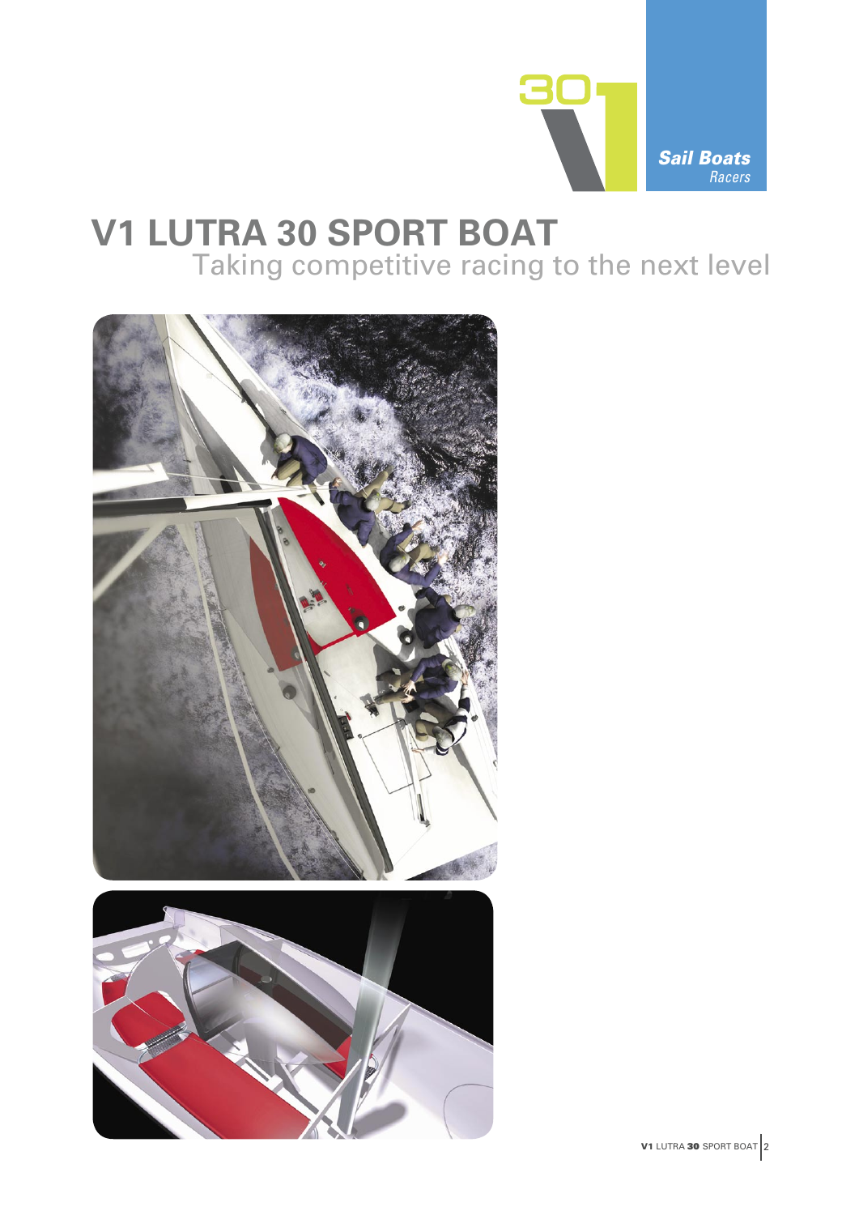Sail Boats
*Racers*

# V1 LUTRA 30 SPORT BOAT

Taking competitive racing to the next level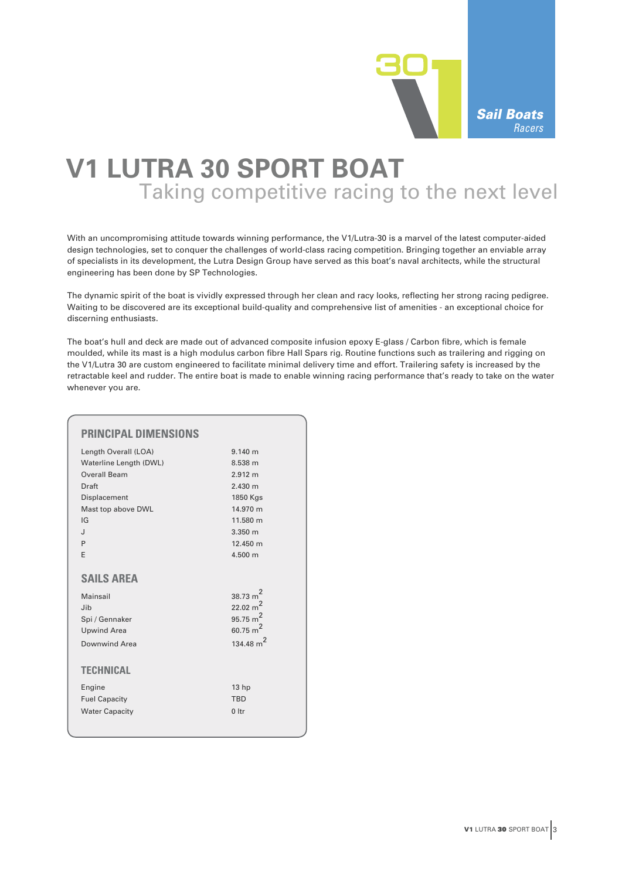Sail Boats
Racers

# V1 LUTRA 30 SPORT BOAT

## Taking competitive racing to the next level

With an uncompromising attitude towards winning performance, the V1/Lutra-30 is a marvel of the latest computer-aided design technologies, set to conquer the challenges of world-class racing competition. Bringing together an enviable array of specialists in its development, the Lutra Design Group have served as this boat's naval architects, while the structural engineering has been done by SP Technologies.

The dynamic spirit of the boat is vividly expressed through her clean and racy looks, reflecting her strong racing pedigree. Waiting to be discovered are its exceptional build-quality and comprehensive list of amenities - an exceptional choice for discerning enthusiasts.

The boat's hull and deck are made out of advanced composite infusion epoxy E-glass / Carbon fibre, which is female moulded, while its mast is a high modulus carbon fibre Hall Spars rig. Routine functions such as trailering and rigging on the V1/Lutra 30 are custom engineered to facilitate minimal delivery time and effort. Trailering safety is increased by the retractable keel and rudder. The entire boat is made to enable winning racing performance that's ready to take on the water whenever you are.

### PRINCIPAL DIMENSIONS

| | |
|---|---|
| Length Overall (LOA) | 9.140 m |
| Waterline Length (DWL) | 8.538 m |
| Overall Beam | 2.912 m |
| Draft | 2.430 m |
| Displacement | 1850 Kgs |
| Mast top above DWL | 14.970 m |
| IG | 11.580 m |
| J | 3.350 m |
| P | 12.450 m |
| E | 4.500 m |

### SAILS AREA

| | |
|---|---|
| Mainsail | 38.73 $m^2$ |
| Jib | 22.02 $m^2$ |
| Spi / Gennaker | 95.75 $m^2$ |
| Upwind Area | 60.75 $m^2$ |
| Downwind Area | 134.48 $m^2$ |

### TECHNICAL

| | |
|---|---|
| Engine | 13 hp |
| Fuel Capacity | TBD |
| Water Capacity | 0 ltr |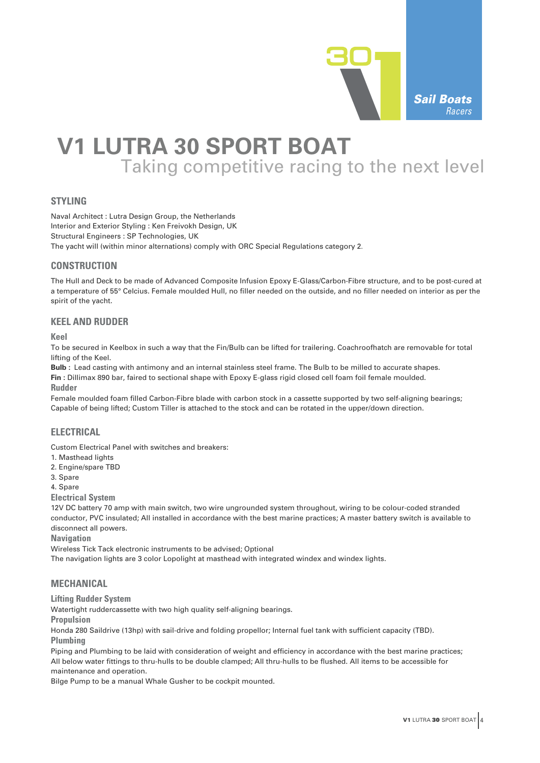# V1 LUTRA 30 SPORT BOAT

Taking competitive racing to the next level

## STYLING

Naval Architect : Lutra Design Group, the Netherlands
Interior and Exterior Styling : Ken Freivokh Design, UK
Structural Engineers : SP Technologies, UK
The yacht will (within minor alternations) comply with ORC Special Regulations category 2.

## CONSTRUCTION

The Hull and Deck to be made of Advanced Composite Infusion Epoxy E-Glass/Carbon-Fibre structure, and to be post-cured at a temperature of 55° Celcius. Female moulded Hull, no filler needed on the outside, and no filler needed on interior as per the spirit of the yacht.

## KEEL AND RUDDER

### Keel

To be secured in Keelbox in such a way that the Fin/Bulb can be lifted for trailering. Coachroofhatch are removable for total lifting of the Keel.

**Bulb :** Lead casting with antimony and an internal stainless steel frame. The Bulb to be milled to accurate shapes.

**Fin** : Dillimax 890 bar, faired to sectional shape with Epoxy E-glass rigid closed cell foam foil female moulded.

### Rudder

Female moulded foam filled Carbon-Fibre blade with carbon stock in a cassette supported by two self-aligning bearings; Capable of being lifted; Custom Tiller is attached to the stock and can be rotated in the upper/down direction.

## ELECTRICAL

Custom Electrical Panel with switches and breakers:

1. Masthead lights
2. Engine/spare TBD
3. Spare
4. Spare

### Electrical System

12V DC battery 70 amp with main switch, two wire ungrounded system throughout, wiring to be colour-coded stranded conductor, PVC insulated; All installed in accordance with the best marine practices; A master battery switch is available to disconnect all powers.

### Navigation

Wireless Tick Tack electronic instruments to be advised; Optional
The navigation lights are 3 color Lopolight at masthead with integrated windex and windex lights.

## MECHANICAL

### Lifting Rudder System

Watertight ruddercassette with two high quality self-aligning bearings.

### Propulsion

Honda 280 Saildrive (13hp) with sail-drive and folding propellor; Internal fuel tank with sufficient capacity (TBD).

### Plumbing

Piping and Plumbing to be laid with consideration of weight and efficiency in accordance with the best marine practices; All below water fittings to thru-hulls to be double clamped; All thru-hulls to be flushed. All items to be accessible for maintenance and operation.
Bilge Pump to be a manual Whale Gusher to be cockpit mounted.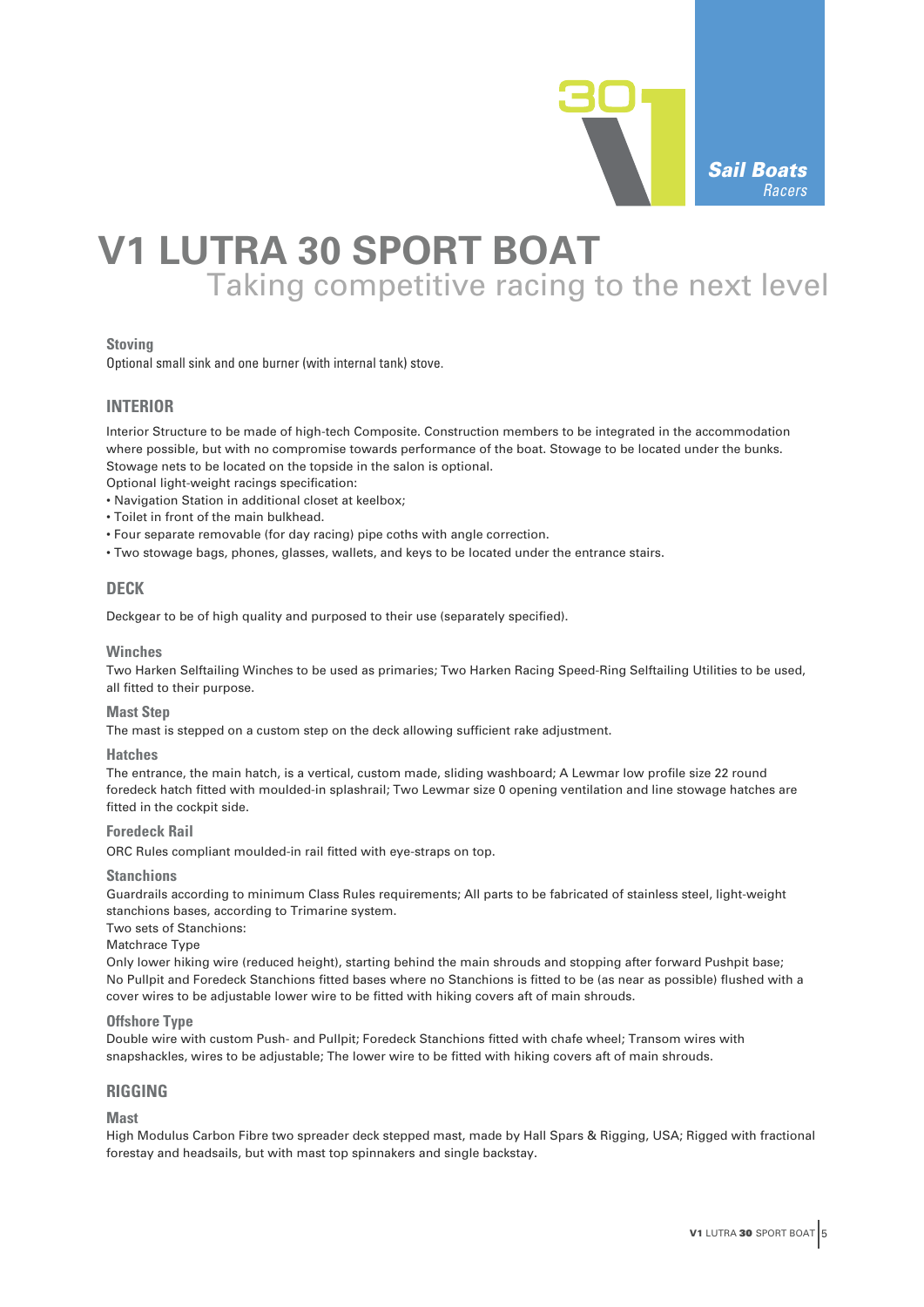# V1 LUTRA 30 SPORT BOAT

## Taking competitive racing to the next level

### Stoving

Optional small sink and one burner (with internal tank) stove.

## INTERIOR

Interior Structure to be made of high-tech Composite. Construction members to be integrated in the accommodation where possible, but with no compromise towards performance of the boat. Stowage to be located under the bunks. Stowage nets to be located on the topside in the salon is optional.

Optional light-weight racings specification:

- Navigation Station in additional closet at keelbox;
- Toilet in front of the main bulkhead.
- Four separate removable (for day racing) pipe coths with angle correction.
- Two stowage bags, phones, glasses, wallets, and keys to be located under the entrance stairs.

## DECK

Deckgear to be of high quality and purposed to their use (separately specified).

### Winches

Two Harken Selftailing Winches to be used as primaries; Two Harken Racing Speed-Ring Selftailing Utilities to be used, all fitted to their purpose.

### Mast Step

The mast is stepped on a custom step on the deck allowing sufficient rake adjustment.

### Hatches

The entrance, the main hatch, is a vertical, custom made, sliding washboard; A Lewmar low profile size 22 round foredeck hatch fitted with moulded-in splashrail; Two Lewmar size 0 opening ventilation and line stowage hatches are fitted in the cockpit side.

### Foredeck Rail

ORC Rules compliant moulded-in rail fitted with eye-straps on top.

### Stanchions

Guardrails according to minimum Class Rules requirements; All parts to be fabricated of stainless steel, light-weight stanchions bases, according to Trimarine system.

Two sets of Stanchions:

Matchrace Type

Only lower hiking wire (reduced height), starting behind the main shrouds and stopping after forward Pushpit base; No Pullpit and Foredeck Stanchions fitted bases where no Stanchions is fitted to be (as near as possible) flushed with a cover wires to be adjustable lower wire to be fitted with hiking covers aft of main shrouds.

### Offshore Type

Double wire with custom Push- and Pullpit; Foredeck Stanchions fitted with chafe wheel; Transom wires with snapshackles, wires to be adjustable; The lower wire to be fitted with hiking covers aft of main shrouds.

## RIGGING

### Mast

High Modulus Carbon Fibre two spreader deck stepped mast, made by Hall Spars & Rigging, USA; Rigged with fractional forestay and headsails, but with mast top spinnakers and single backstay.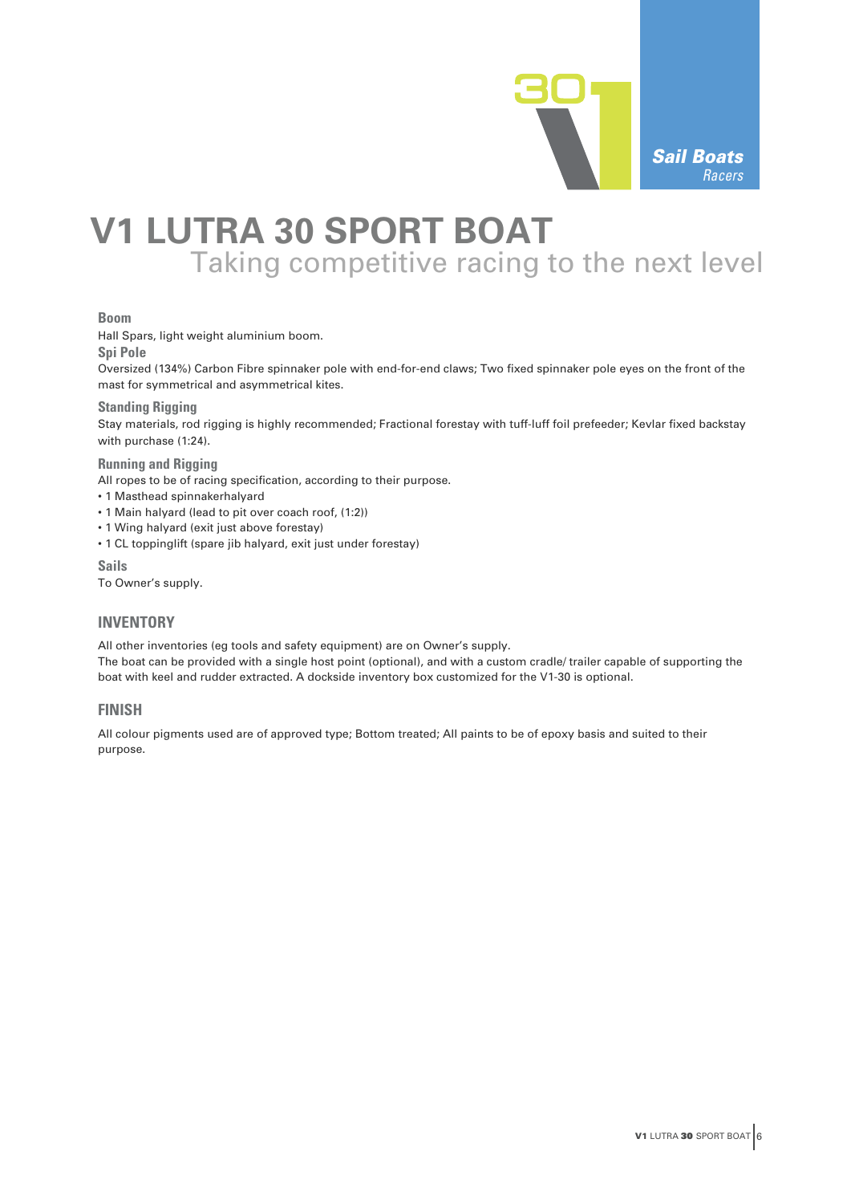# V1 LUTRA 30 SPORT BOAT

## Taking competitive racing to the next level

### Boom

Hall Spars, light weight aluminium boom.

### Spi Pole

Oversized (134%) Carbon Fibre spinnaker pole with end-for-end claws; Two fixed spinnaker pole eyes on the front of the mast for symmetrical and asymmetrical kites.

### Standing Rigging

Stay materials, rod rigging is highly recommended; Fractional forestay with tuff-luff foil prefeeder; Kevlar fixed backstay with purchase (1:24).

### Running and Rigging

All ropes to be of racing specification, according to their purpose.

- 1 Masthead spinnakerhalyard
- 1 Main halyard (lead to pit over coach roof, (1:2))
- 1 Wing halyard (exit just above forestay)
- 1 CL toppinglift (spare jib halyard, exit just under forestay)

### Sails

To Owner's supply.

## INVENTORY

All other inventories (eg tools and safety equipment) are on Owner's supply.
The boat can be provided with a single host point (optional), and with a custom cradle/ trailer capable of supporting the boat with keel and rudder extracted. A dockside inventory box customized for the V1-30 is optional.

## FINISH

All colour pigments used are of approved type; Bottom treated; All paints to be of epoxy basis and suited to their purpose.